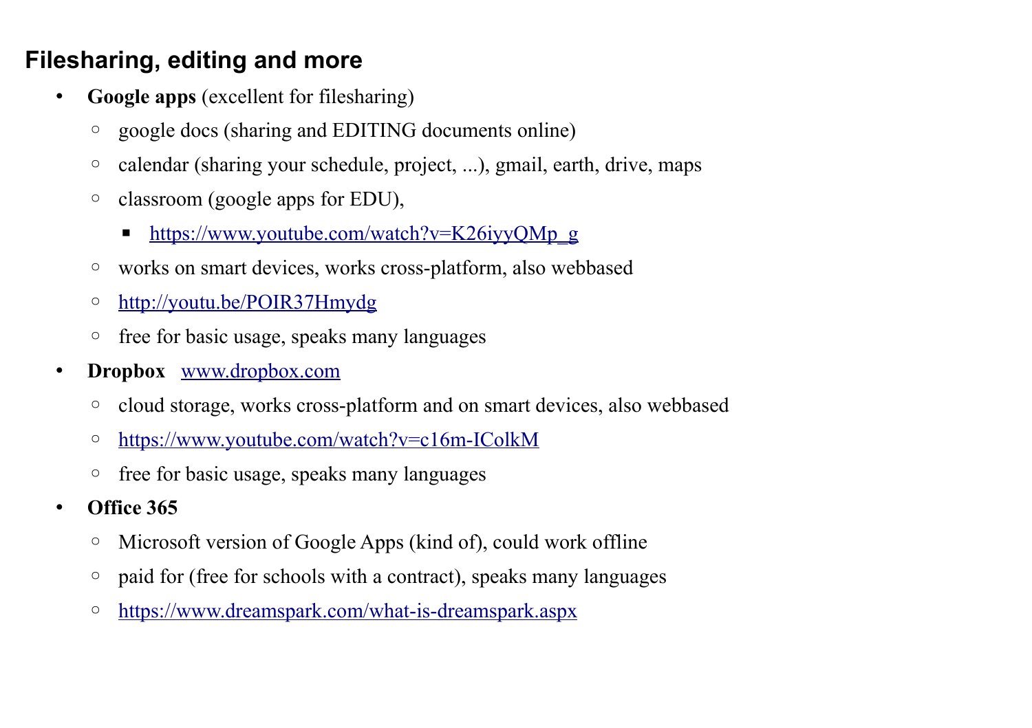## Filesharing, editing and more

- **Google apps** (excellent for filesharing)
  - google docs (sharing and EDITING documents online)
  - calendar (sharing your schedule, project, ...), gmail, earth, drive, maps
  - classroom (google apps for EDU),
    - https://www.youtube.com/watch?v=K26iyyQMp_g
  - works on smart devices, works cross-platform, also webbased
  - http://youtu.be/POIR37Hmydg
  - free for basic usage, speaks many languages
- **Dropbox** www.dropbox.com
  - cloud storage, works cross-platform and on smart devices, also webbased
  - https://www.youtube.com/watch?v=c16m-IColkM
  - free for basic usage, speaks many languages
- **Office 365**
  - Microsoft version of Google Apps (kind of), could work offline
  - paid for (free for schools with a contract), speaks many languages
  - https://www.dreamspark.com/what-is-dreamspark.aspx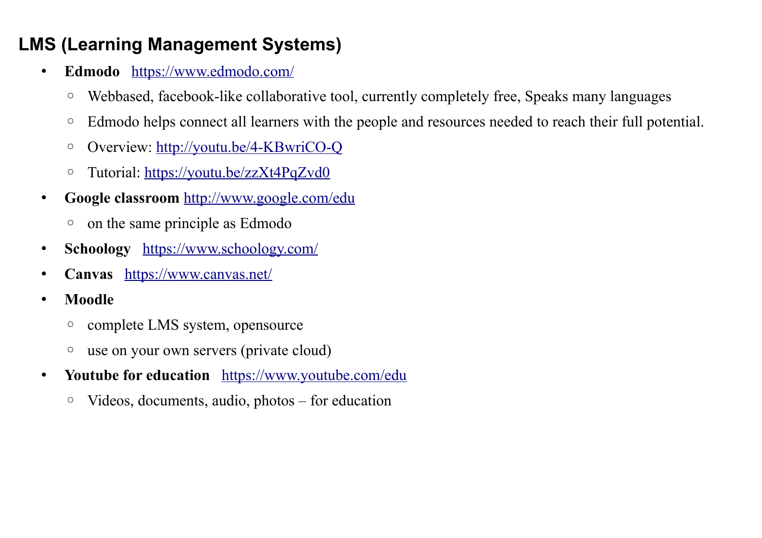## LMS (Learning Management Systems)

- **Edmodo** https://www.edmodo.com/
  - Webbased, facebook-like collaborative tool, currently completely free, Speaks many languages
  - Edmodo helps connect all learners with the people and resources needed to reach their full potential.
  - Overview: http://youtu.be/4-KBwriCO-Q
  - Tutorial: https://youtu.be/zzXt4PqZvd0
- **Google classroom** http://www.google.com/edu
  - on the same principle as Edmodo
- **Schoology** https://www.schoology.com/
- **Canvas** https://www.canvas.net/
- **Moodle**
  - complete LMS system, opensource
  - use on your own servers (private cloud)
- **Youtube for education** https://www.youtube.com/edu
  - Videos, documents, audio, photos – for education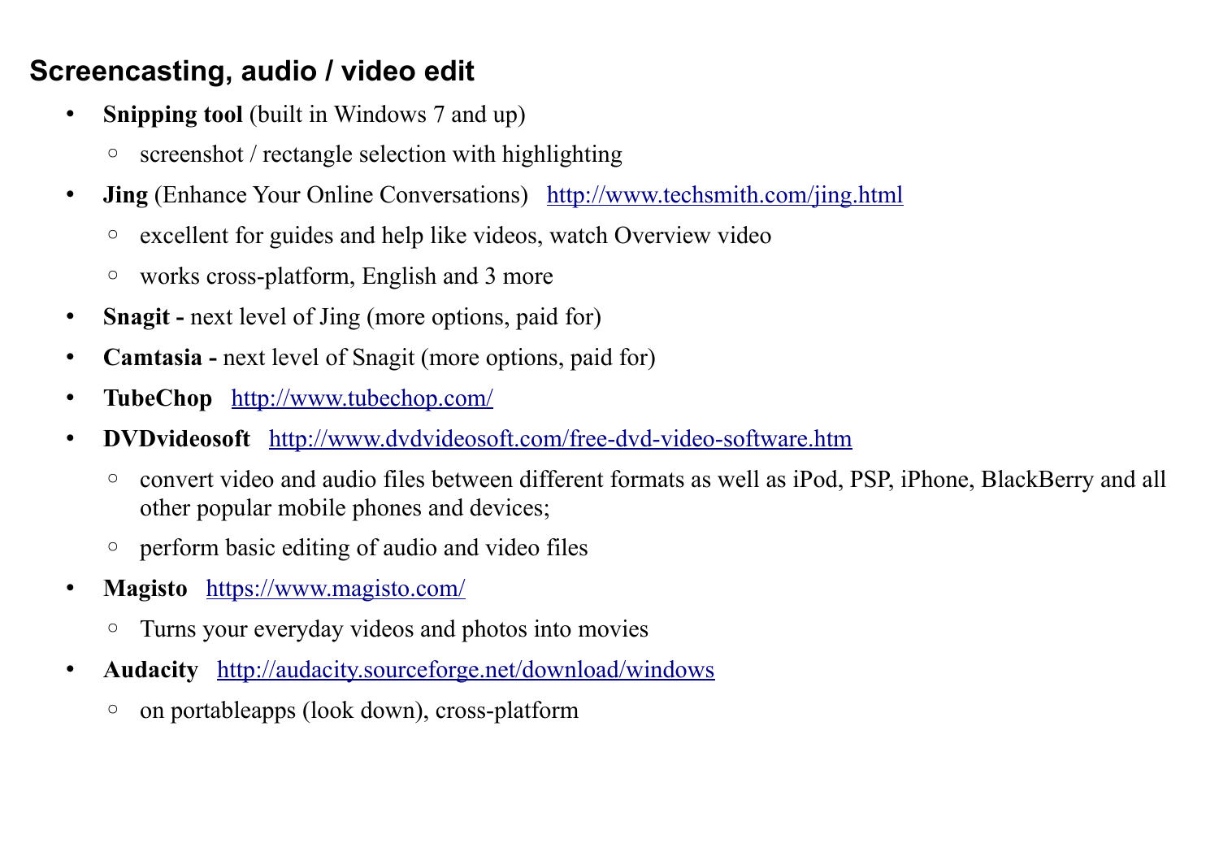## Screencasting, audio / video edit

- **Snipping tool** (built in Windows 7 and up)
  - screenshot / rectangle selection with highlighting
- **Jing** (Enhance Your Online Conversations) http://www.techsmith.com/jing.html
  - excellent for guides and help like videos, watch Overview video
  - works cross-platform, English and 3 more
- **Snagit -** next level of Jing (more options, paid for)
- **Camtasia -** next level of Snagit (more options, paid for)
- **TubeChop** http://www.tubechop.com/
- **DVDvideosoft** http://www.dvdvideosoft.com/free-dvd-video-software.htm
  - convert video and audio files between different formats as well as iPod, PSP, iPhone, BlackBerry and all other popular mobile phones and devices;
  - perform basic editing of audio and video files
- **Magisto** https://www.magisto.com/
  - Turns your everyday videos and photos into movies
- **Audacity** http://audacity.sourceforge.net/download/windows
  - on portableapps (look down), cross-platform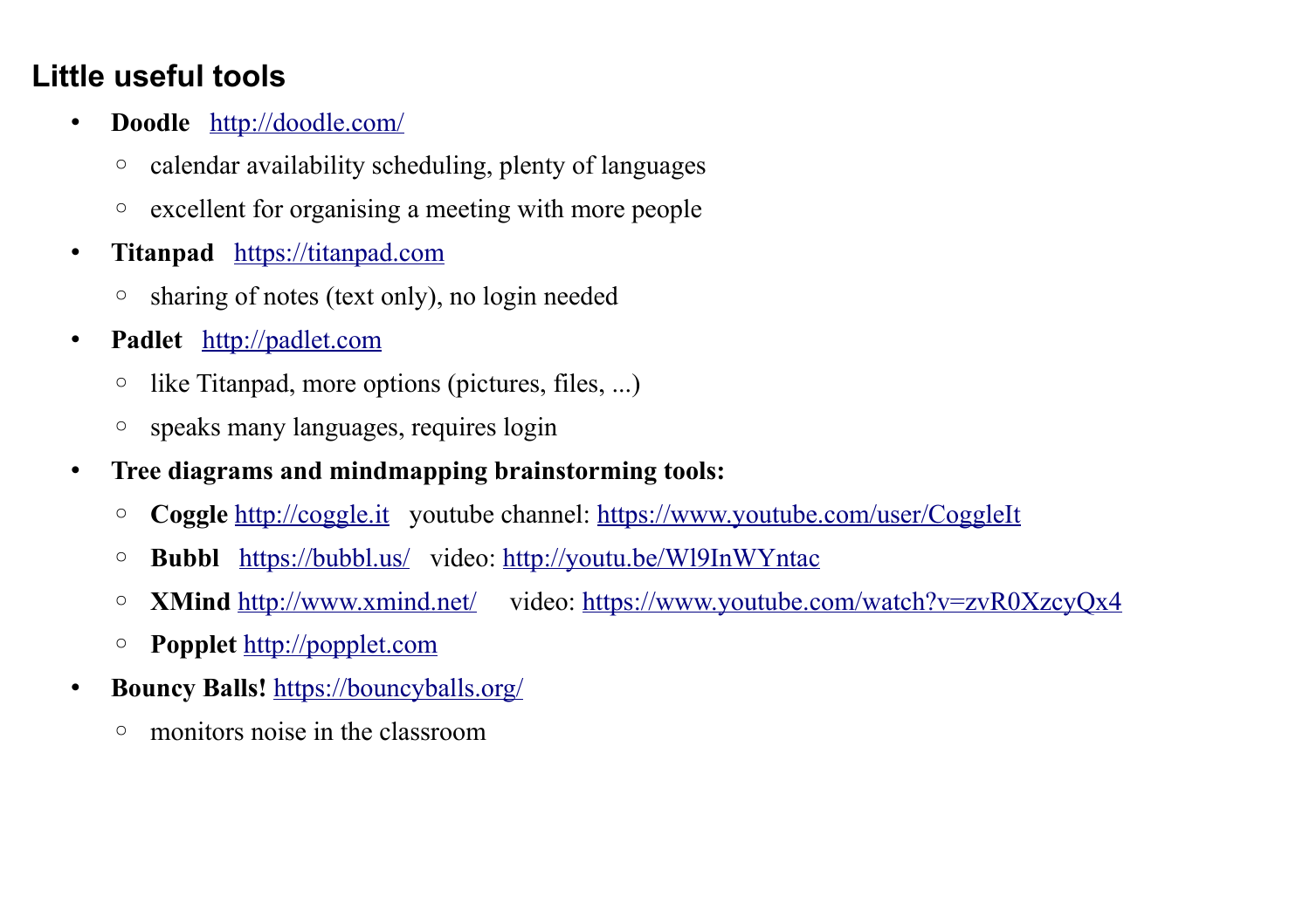## Little useful tools

- **Doodle** http://doodle.com/
  - calendar availability scheduling, plenty of languages
  - excellent for organising a meeting with more people
- **Titanpad** https://titanpad.com
  - sharing of notes (text only), no login needed
- **Padlet** http://padlet.com
  - like Titanpad, more options (pictures, files, ...)
  - speaks many languages, requires login
- **Tree diagrams and mindmapping brainstorming tools:**
  - **Coggle** http://coggle.it youtube channel: https://www.youtube.com/user/CoggleIt
  - **Bubbl** https://bubbl.us/ video: http://youtu.be/Wl9InWYntac
  - **XMind** http://www.xmind.net/ video: https://www.youtube.com/watch?v=zvR0XzcyQx4
  - **Popplet** http://popplet.com
- **Bouncy Balls!** https://bouncyballs.org/
  - monitors noise in the classroom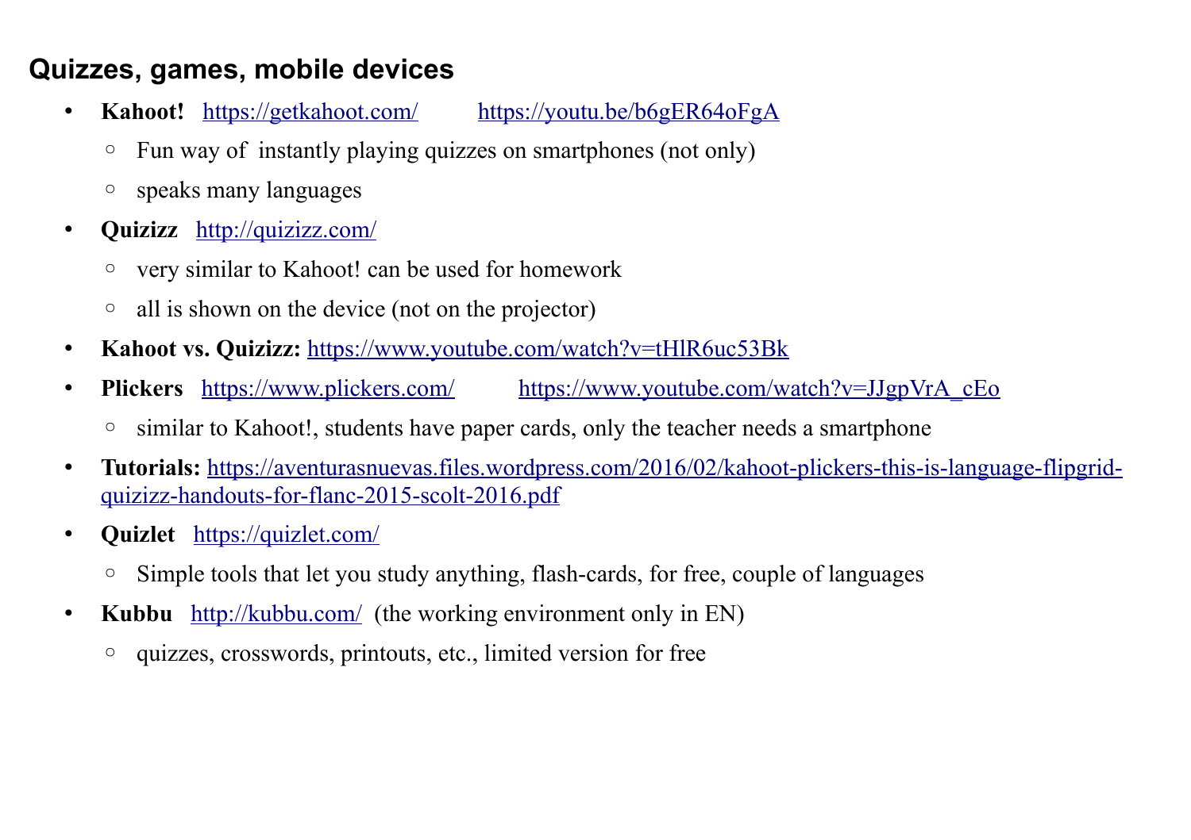## Quizzes, games, mobile devices

- **Kahoot!** https://getkahoot.com/ https://youtu.be/b6gER64oFgA
  - Fun way of instantly playing quizzes on smartphones (not only)
  - speaks many languages
- **Quizizz** http://quizizz.com/
  - very similar to Kahoot! can be used for homework
  - all is shown on the device (not on the projector)
- **Kahoot vs. Quizizz:** https://www.youtube.com/watch?v=tHlR6uc53Bk
- **Plickers** https://www.plickers.com/ https://www.youtube.com/watch?v=JJgpVrA_cEo
  - similar to Kahoot!, students have paper cards, only the teacher needs a smartphone
- **Tutorials:** https://aventurasnuevas.files.wordpress.com/2016/02/kahoot-plickers-this-is-language-flipgrid-quizizz-handouts-for-flanc-2015-scolt-2016.pdf
- **Quizlet** https://quizlet.com/
  - Simple tools that let you study anything, flash-cards, for free, couple of languages
- **Kubbu** http://kubbu.com/ (the working environment only in EN)
  - quizzes, crosswords, printouts, etc., limited version for free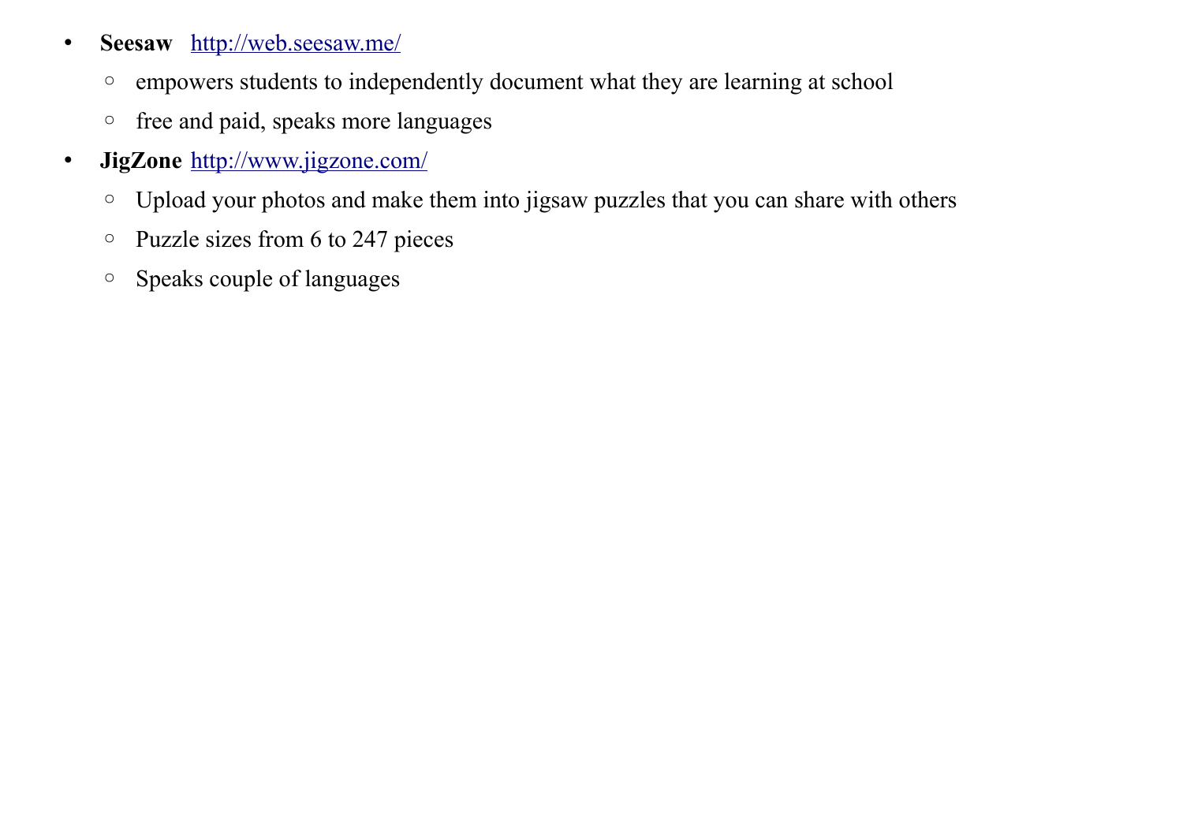- **Seesaw** [http://web.seesaw.me/](http://web.seesaw.me/)
  - empowers students to independently document what they are learning at school
  - free and paid, speaks more languages
- **JigZone** [http://www.jigzone.com/](http://www.jigzone.com/)
  - Upload your photos and make them into jigsaw puzzles that you can share with others
  - Puzzle sizes from 6 to 247 pieces
  - Speaks couple of languages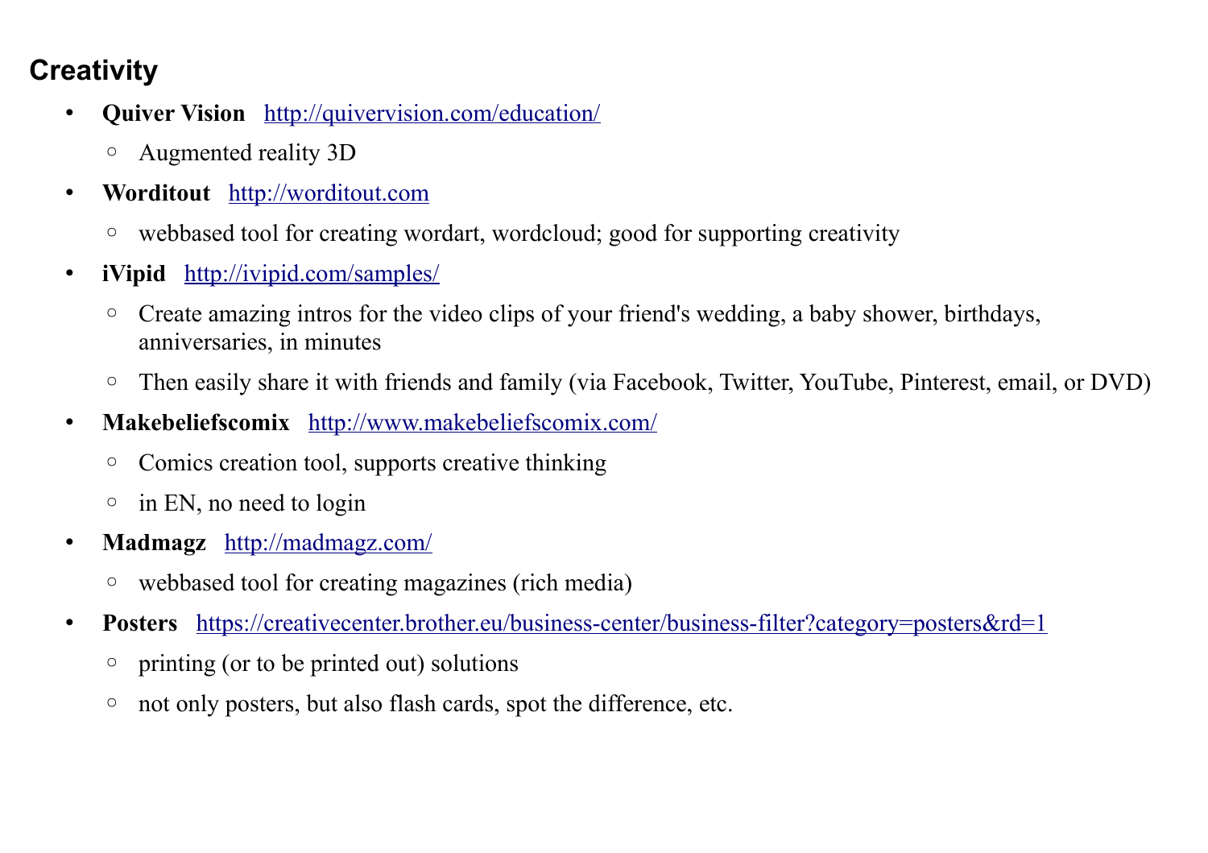## Creativity

- **Quiver Vision** [http://quivervision.com/education/](http://quivervision.com/education/)
  - Augmented reality 3D
- **Worditout** [http://worditout.com](http://worditout.com)
  - webbased tool for creating wordart, wordcloud; good for supporting creativity
- **iVipid** [http://ivipid.com/samples/](http://ivipid.com/samples/)
  - Create amazing intros for the video clips of your friend's wedding, a baby shower, birthdays, anniversaries, in minutes
  - Then easily share it with friends and family (via Facebook, Twitter, YouTube, Pinterest, email, or DVD)
- **Makebeliefscomix** [http://www.makebeliefscomix.com/](http://www.makebeliefscomix.com/)
  - Comics creation tool, supports creative thinking
  - in EN, no need to login
- **Madmagz** [http://madmagz.com/](http://madmagz.com/)
  - webbased tool for creating magazines (rich media)
- **Posters** [https://creativecenter.brother.eu/business-center/business-filter?category=posters&rd=1](https://creativecenter.brother.eu/business-center/business-filter?category=posters&rd=1)
  - printing (or to be printed out) solutions
  - not only posters, but also flash cards, spot the difference, etc.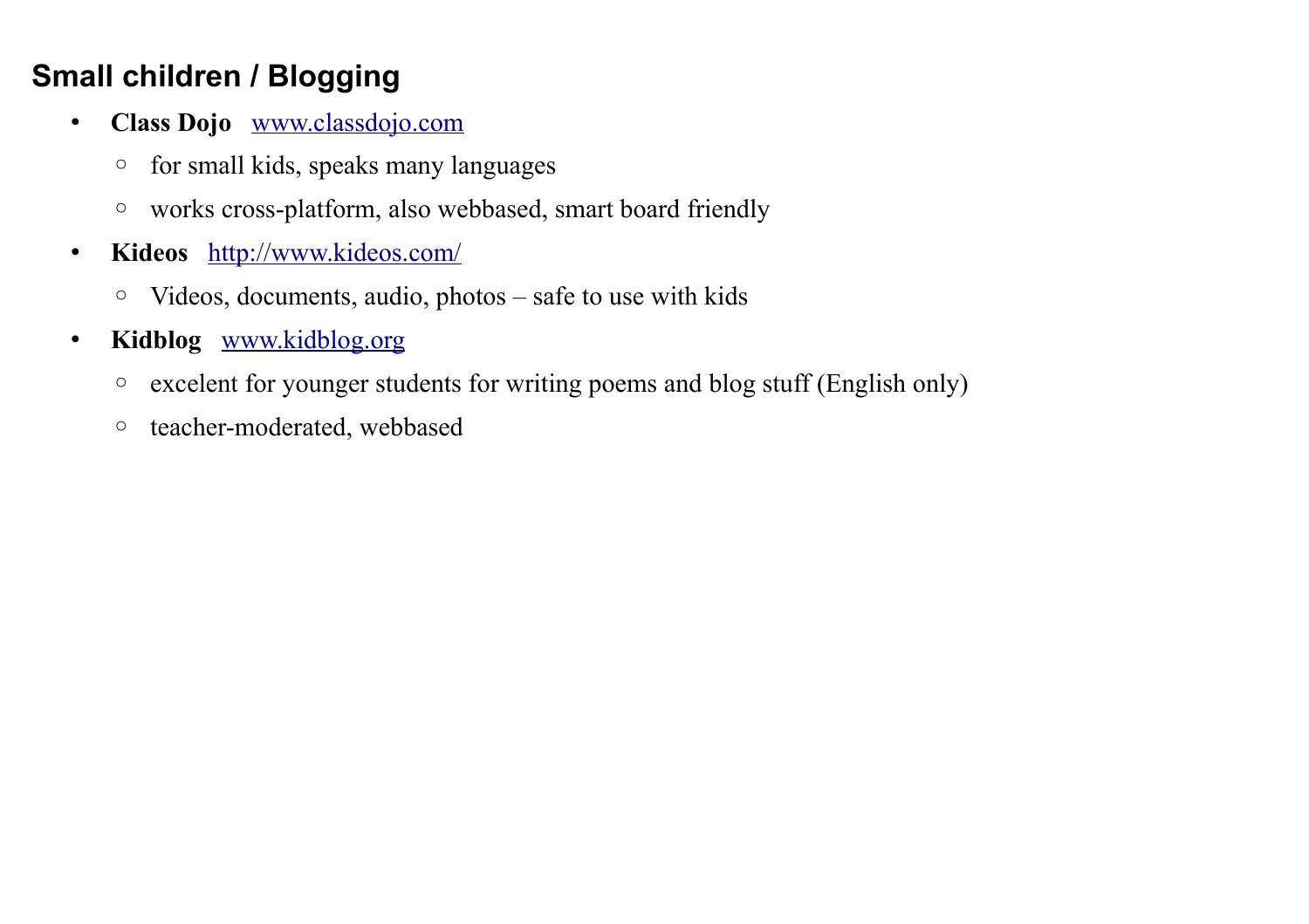## Small children / Blogging

- **Class Dojo** www.classdojo.com
  - for small kids, speaks many languages
  - works cross-platform, also webbased, smart board friendly
- **Kideos** http://www.kideos.com/
  - Videos, documents, audio, photos – safe to use with kids
- **Kidblog** www.kidblog.org
  - excelent for younger students for writing poems and blog stuff (English only)
  - teacher-moderated, webbased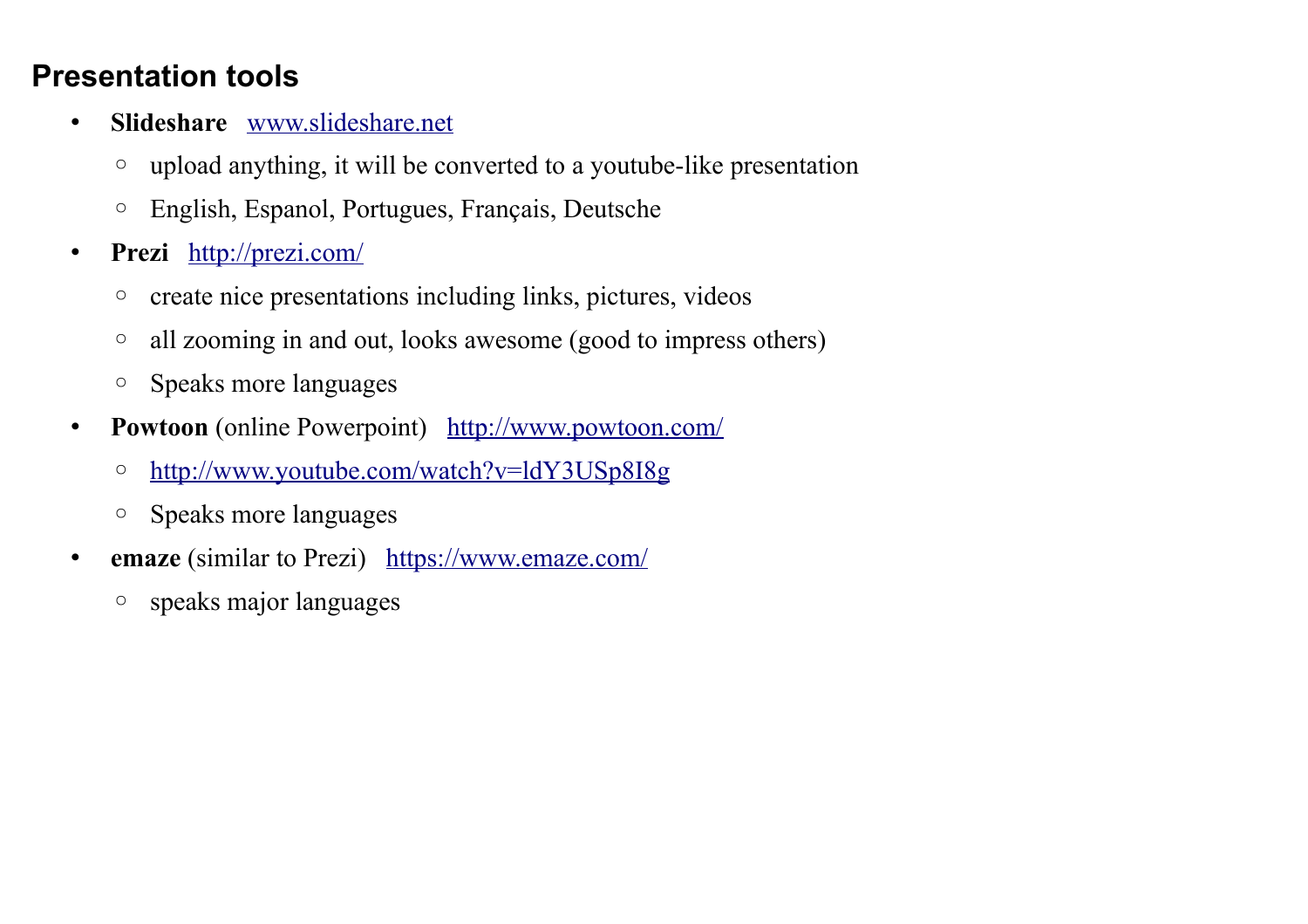## Presentation tools

- **Slideshare** [www.slideshare.net](www.slideshare.net)
  - upload anything, it will be converted to a youtube-like presentation
  - English, Espanol, Portugues, Français, Deutsche
- **Prezi** [http://prezi.com/](http://prezi.com/)
  - create nice presentations including links, pictures, videos
  - all zooming in and out, looks awesome (good to impress others)
  - Speaks more languages
- **Powtoon** (online Powerpoint) [http://www.powtoon.com/](http://www.powtoon.com/)
  - [http://www.youtube.com/watch?v=ldY3USp8I8g](http://www.youtube.com/watch?v=ldY3USp8I8g)
  - Speaks more languages
- **emaze** (similar to Prezi) [https://www.emaze.com/](https://www.emaze.com/)
  - speaks major languages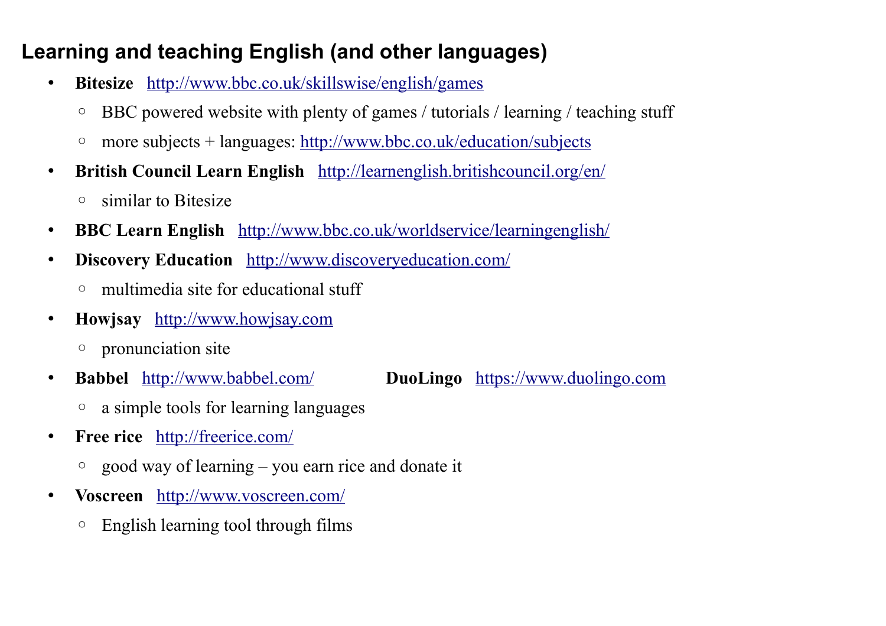## Learning and teaching English (and other languages)

- **Bitesize** http://www.bbc.co.uk/skillswise/english/games
  - BBC powered website with plenty of games / tutorials / learning / teaching stuff
  - more subjects + languages: http://www.bbc.co.uk/education/subjects
- **British Council Learn English** http://learnenglish.britishcouncil.org/en/
  - similar to Bitesize
- **BBC Learn English** http://www.bbc.co.uk/worldservice/learningenglish/
- **Discovery Education** http://www.discoveryeducation.com/
  - multimedia site for educational stuff
- **Howjsay** http://www.howjsay.com
  - pronunciation site
- **Babbel** http://www.babbel.com/ **DuoLingo** https://www.duolingo.com
  - a simple tools for learning languages
- **Free rice** http://freerice.com/
  - good way of learning – you earn rice and donate it
- **Voscreen** http://www.voscreen.com/
  - English learning tool through films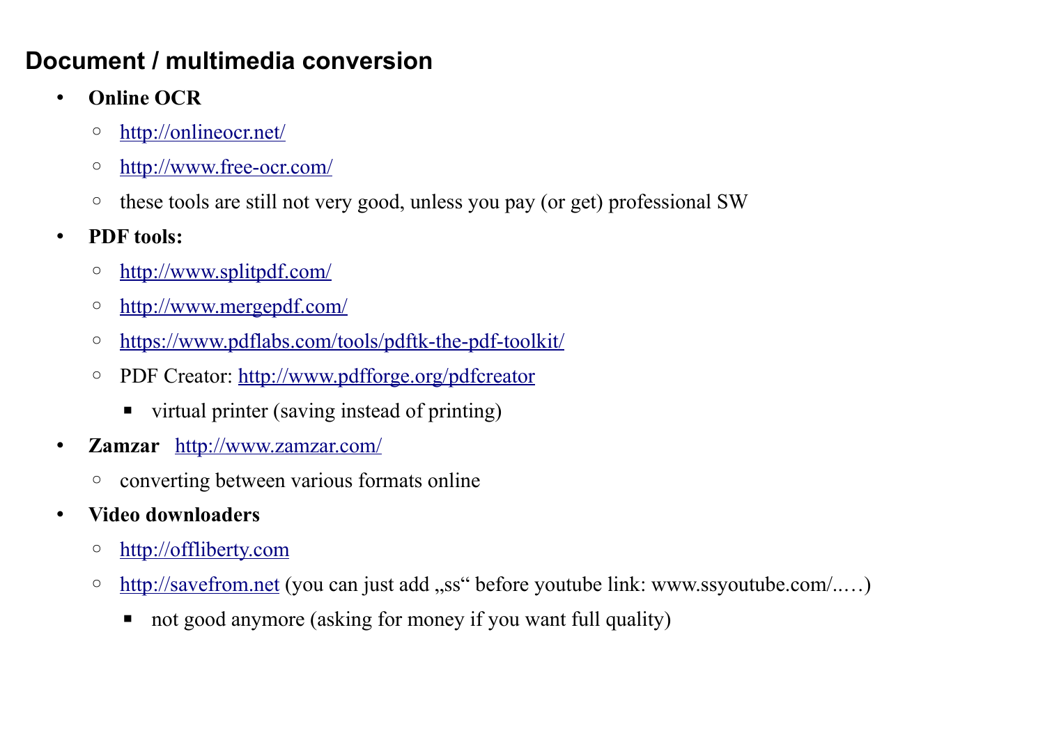## Document / multimedia conversion

- **Online OCR**
  - http://onlineocr.net/
  - http://www.free-ocr.com/
  - these tools are still not very good, unless you pay (or get) professional SW
- **PDF tools:**
  - http://www.splitpdf.com/
  - http://www.mergepdf.com/
  - https://www.pdflabs.com/tools/pdftk-the-pdf-toolkit/
  - PDF Creator: http://www.pdfforge.org/pdfcreator
    - virtual printer (saving instead of printing)
- **Zamzar** http://www.zamzar.com/
  - converting between various formats online
- **Video downloaders**
  - http://offliberty.com
  - http://savefrom.net (you can just add „ss" before youtube link: www.ssyoutube.com/..…)
    - not good anymore (asking for money if you want full quality)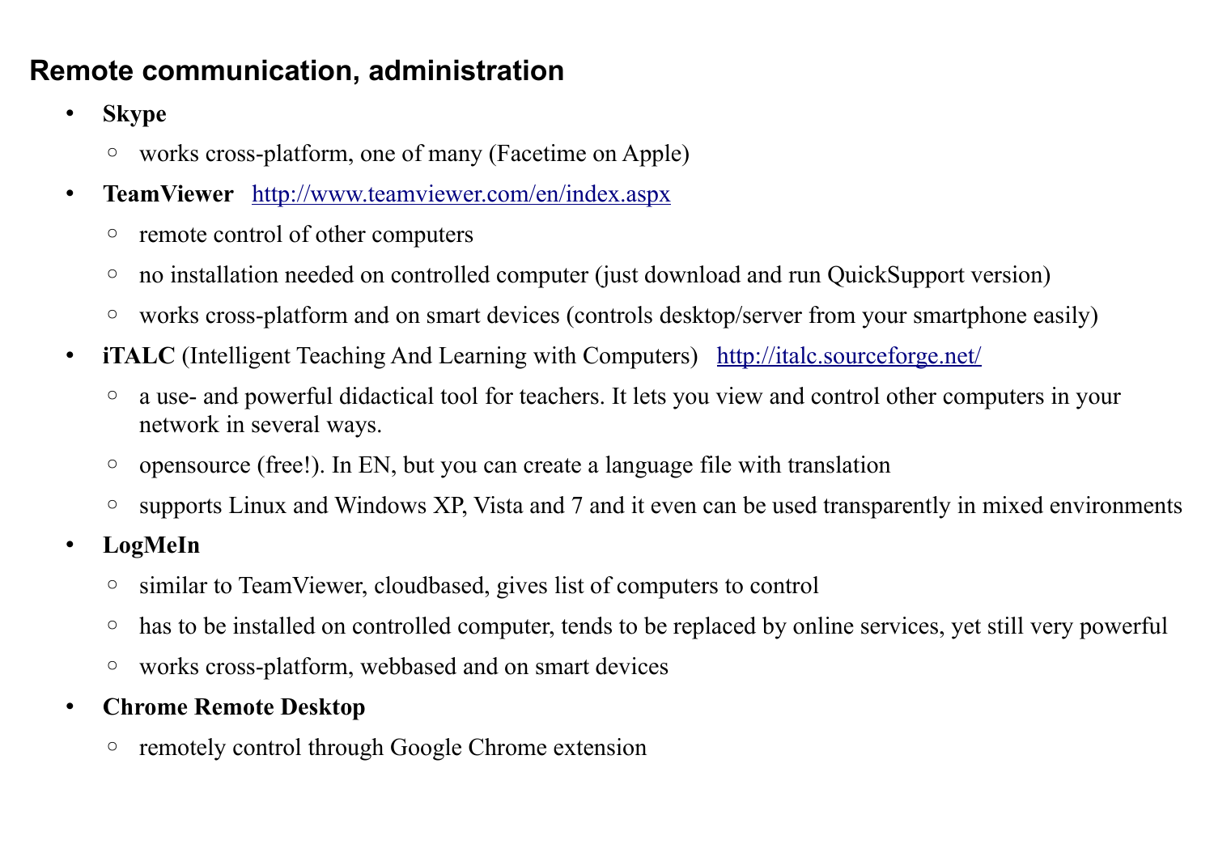## Remote communication, administration

- **Skype**
  - works cross-platform, one of many (Facetime on Apple)
- **TeamViewer** http://www.teamviewer.com/en/index.aspx
  - remote control of other computers
  - no installation needed on controlled computer (just download and run QuickSupport version)
  - works cross-platform and on smart devices (controls desktop/server from your smartphone easily)
- **iTALC** (Intelligent Teaching And Learning with Computers) http://italc.sourceforge.net/
  - a use- and powerful didactical tool for teachers. It lets you view and control other computers in your network in several ways.
  - opensource (free!). In EN, but you can create a language file with translation
  - supports Linux and Windows XP, Vista and 7 and it even can be used transparently in mixed environments
- **LogMeIn**
  - similar to TeamViewer, cloudbased, gives list of computers to control
  - has to be installed on controlled computer, tends to be replaced by online services, yet still very powerful
  - works cross-platform, webbased and on smart devices
- **Chrome Remote Desktop**
  - remotely control through Google Chrome extension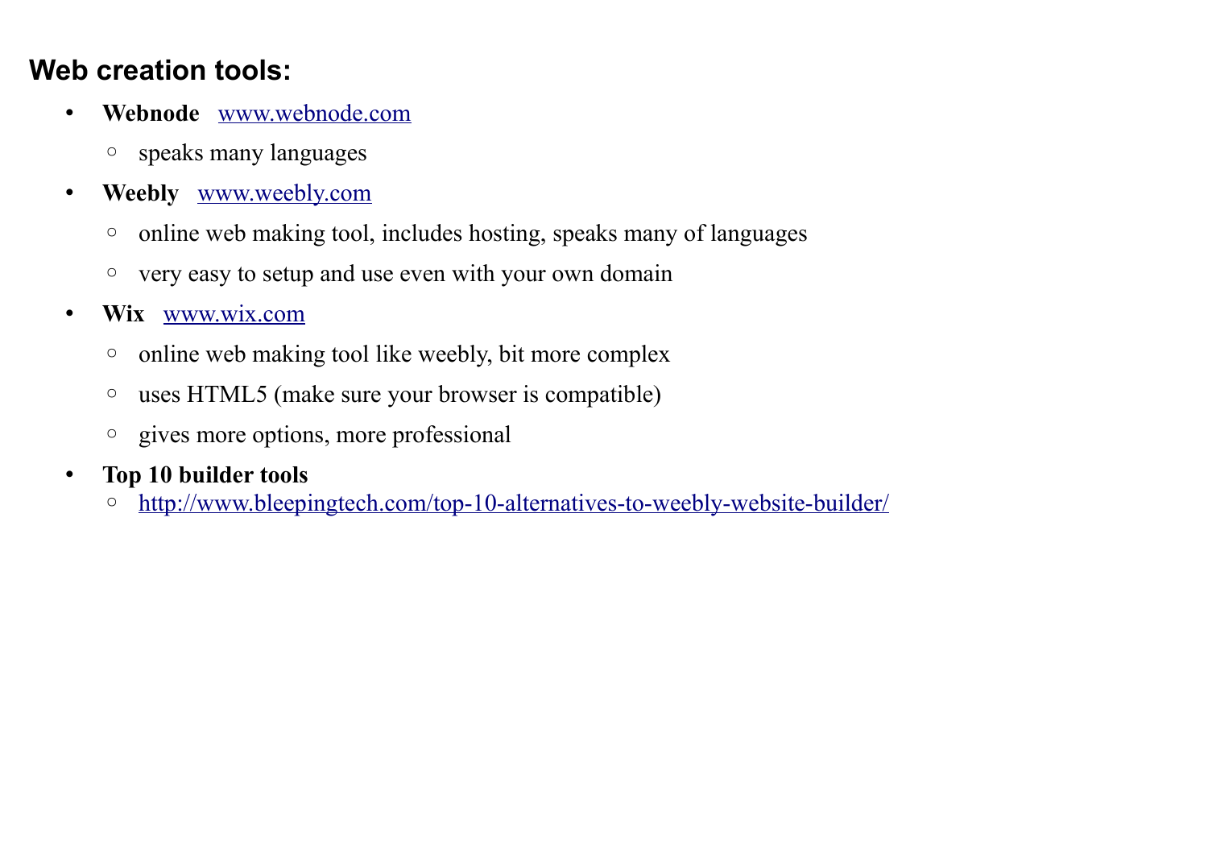## Web creation tools:

- **Webnode** [www.webnode.com](http://www.webnode.com)
  - speaks many languages
- **Weebly** [www.weebly.com](http://www.weebly.com)
  - online web making tool, includes hosting, speaks many of languages
  - very easy to setup and use even with your own domain
- **Wix** [www.wix.com](http://www.wix.com)
  - online web making tool like weebly, bit more complex
  - uses HTML5 (make sure your browser is compatible)
  - gives more options, more professional
- **Top 10 builder tools**
  - http://www.bleepingtech.com/top-10-alternatives-to-weebly-website-builder/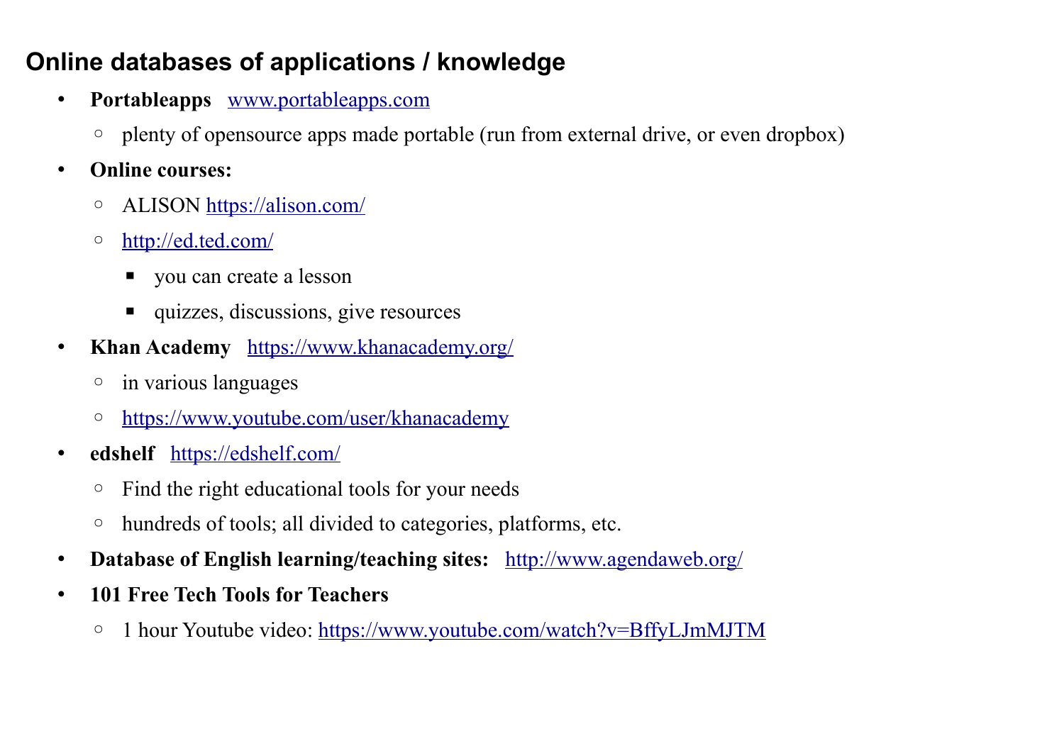## Online databases of applications / knowledge

- **Portableapps** [www.portableapps.com](http://www.portableapps.com)
    - plenty of opensource apps made portable (run from external drive, or even dropbox)
- **Online courses:**
    - ALISON [https://alison.com/](https://alison.com/)
    - [http://ed.ted.com/](http://ed.ted.com/)
        - you can create a lesson
        - quizzes, discussions, give resources
- **Khan Academy** [https://www.khanacademy.org/](https://www.khanacademy.org/)
    - in various languages
    - [https://www.youtube.com/user/khanacademy](https://www.youtube.com/user/khanacademy)
- **edshelf** [https://edshelf.com/](https://edshelf.com/)
    - Find the right educational tools for your needs
    - hundreds of tools; all divided to categories, platforms, etc.
- **Database of English learning/teaching sites:** [http://www.agendaweb.org/](http://www.agendaweb.org/)
- **101 Free Tech Tools for Teachers**
    - 1 hour Youtube video: [https://www.youtube.com/watch?v=BffyLJmMJTM](https://www.youtube.com/watch?v=BffyLJmMJTM)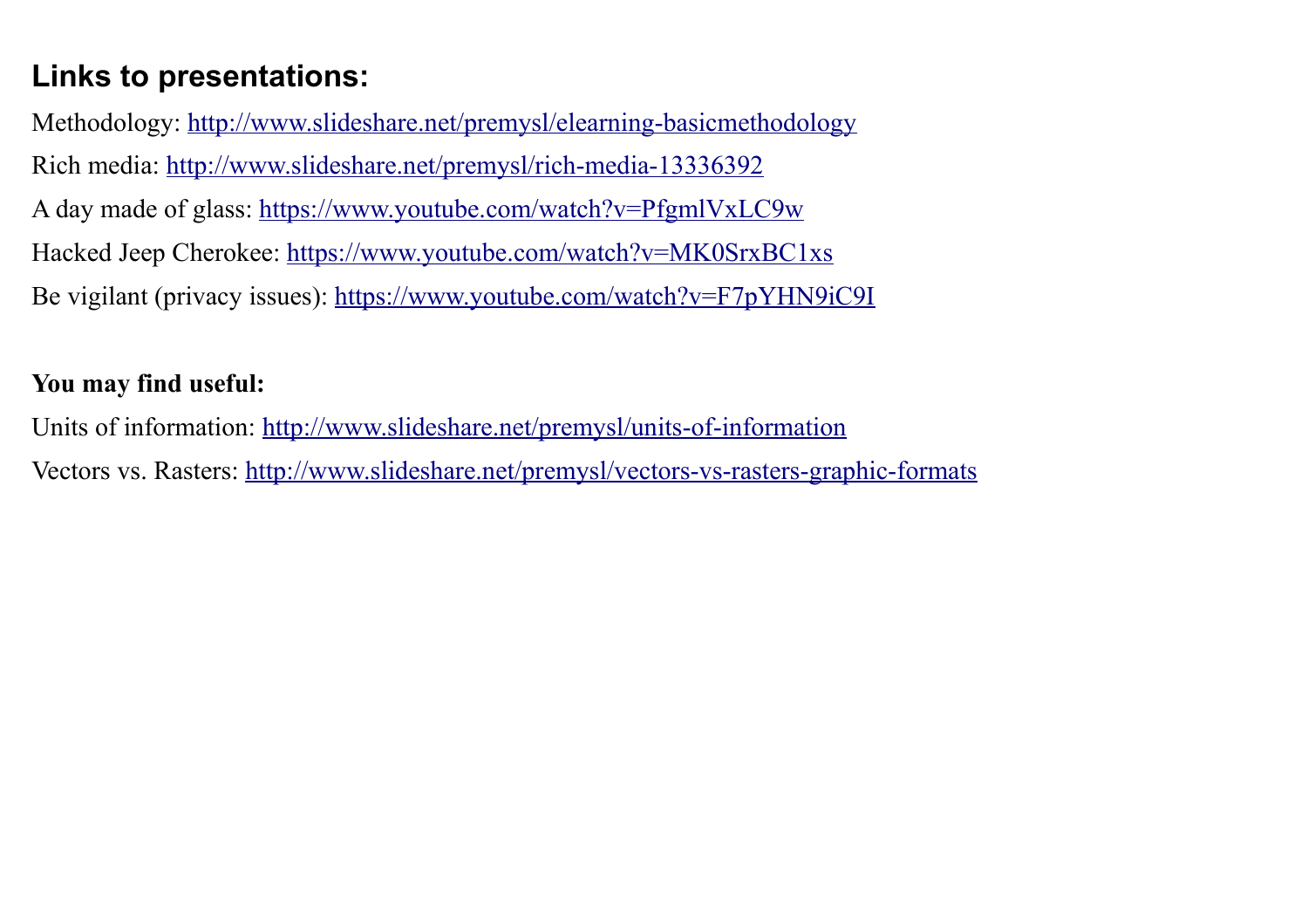## Links to presentations:

Methodology: http://www.slideshare.net/premysl/elearning-basicmethodology

Rich media: http://www.slideshare.net/premysl/rich-media-13336392

A day made of glass: https://www.youtube.com/watch?v=PfgmlVxLC9w

Hacked Jeep Cherokee: https://www.youtube.com/watch?v=MK0SrxBC1xs

Be vigilant (privacy issues): https://www.youtube.com/watch?v=F7pYHN9iC9I

**You may find useful:**

Units of information: http://www.slideshare.net/premysl/units-of-information

Vectors vs. Rasters: http://www.slideshare.net/premysl/vectors-vs-rasters-graphic-formats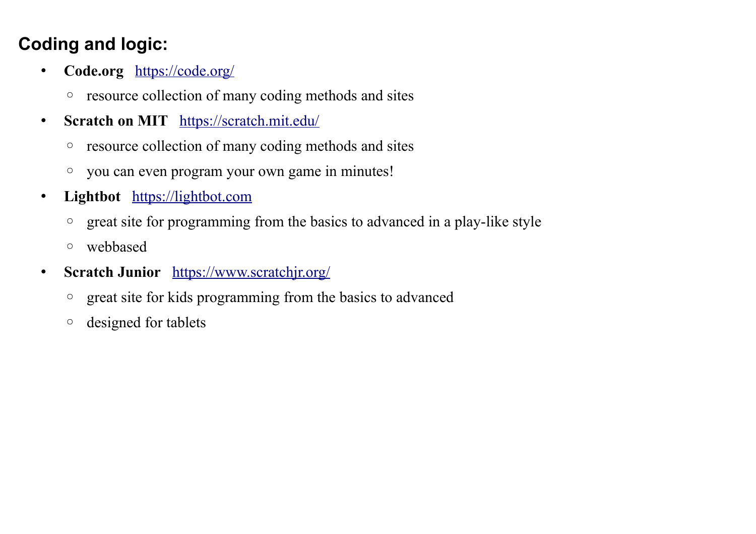## Coding and logic:

- **Code.org** [https://code.org/](https://code.org/)
  - resource collection of many coding methods and sites
- **Scratch on MIT** [https://scratch.mit.edu/](https://scratch.mit.edu/)
  - resource collection of many coding methods and sites
  - you can even program your own game in minutes!
- **Lightbot** [https://lightbot.com](https://lightbot.com)
  - great site for programming from the basics to advanced in a play-like style
  - webbased
- **Scratch Junior** [https://www.scratchjr.org/](https://www.scratchjr.org/)
  - great site for kids programming from the basics to advanced
  - designed for tablets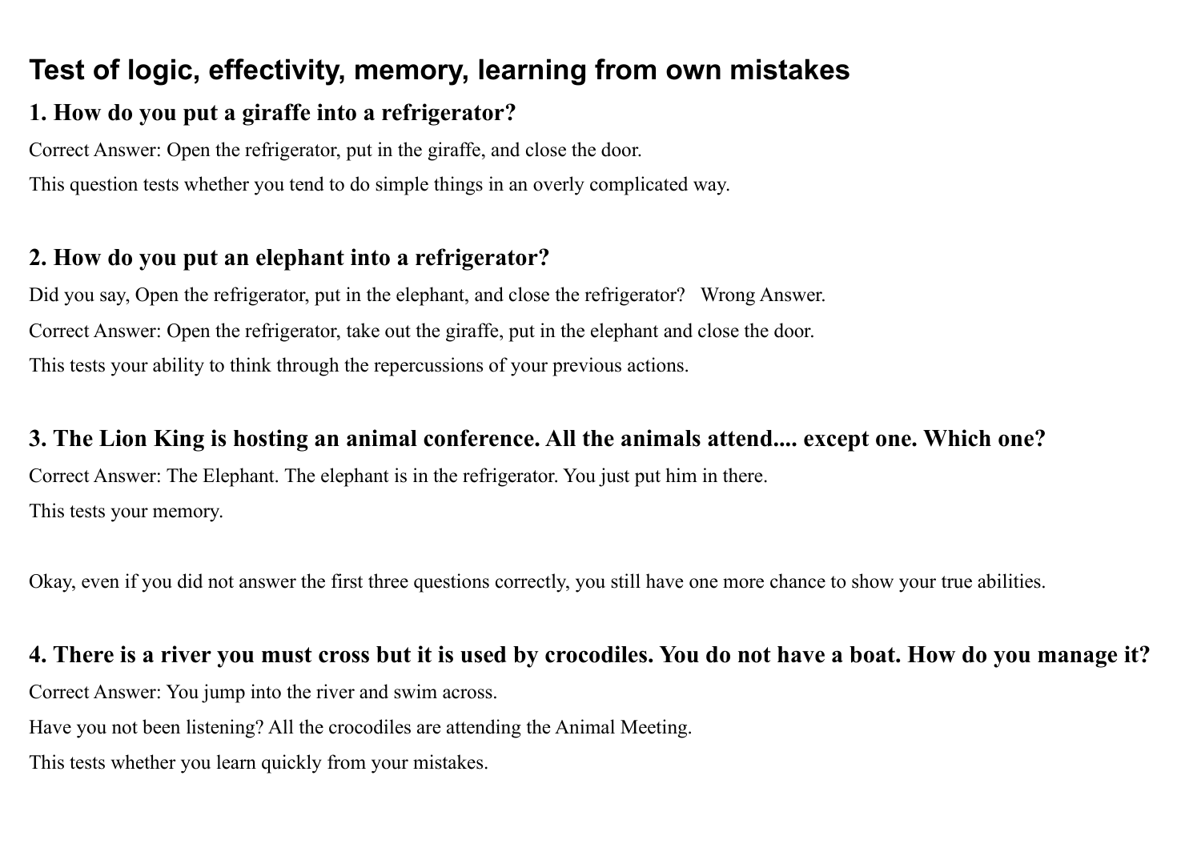# Test of logic, effectivity, memory, learning from own mistakes

## 1. How do you put a giraffe into a refrigerator?

Correct Answer: Open the refrigerator, put in the giraffe, and close the door.

This question tests whether you tend to do simple things in an overly complicated way.

## 2. How do you put an elephant into a refrigerator?

Did you say, Open the refrigerator, put in the elephant, and close the refrigerator?   Wrong Answer.

Correct Answer: Open the refrigerator, take out the giraffe, put in the elephant and close the door.

This tests your ability to think through the repercussions of your previous actions.

## 3. The Lion King is hosting an animal conference. All the animals attend.... except one. Which one?

Correct Answer: The Elephant. The elephant is in the refrigerator. You just put him in there.

This tests your memory.

Okay, even if you did not answer the first three questions correctly, you still have one more chance to show your true abilities.

## 4. There is a river you must cross but it is used by crocodiles. You do not have a boat. How do you manage it?

Correct Answer: You jump into the river and swim across.

Have you not been listening? All the crocodiles are attending the Animal Meeting.

This tests whether you learn quickly from your mistakes.